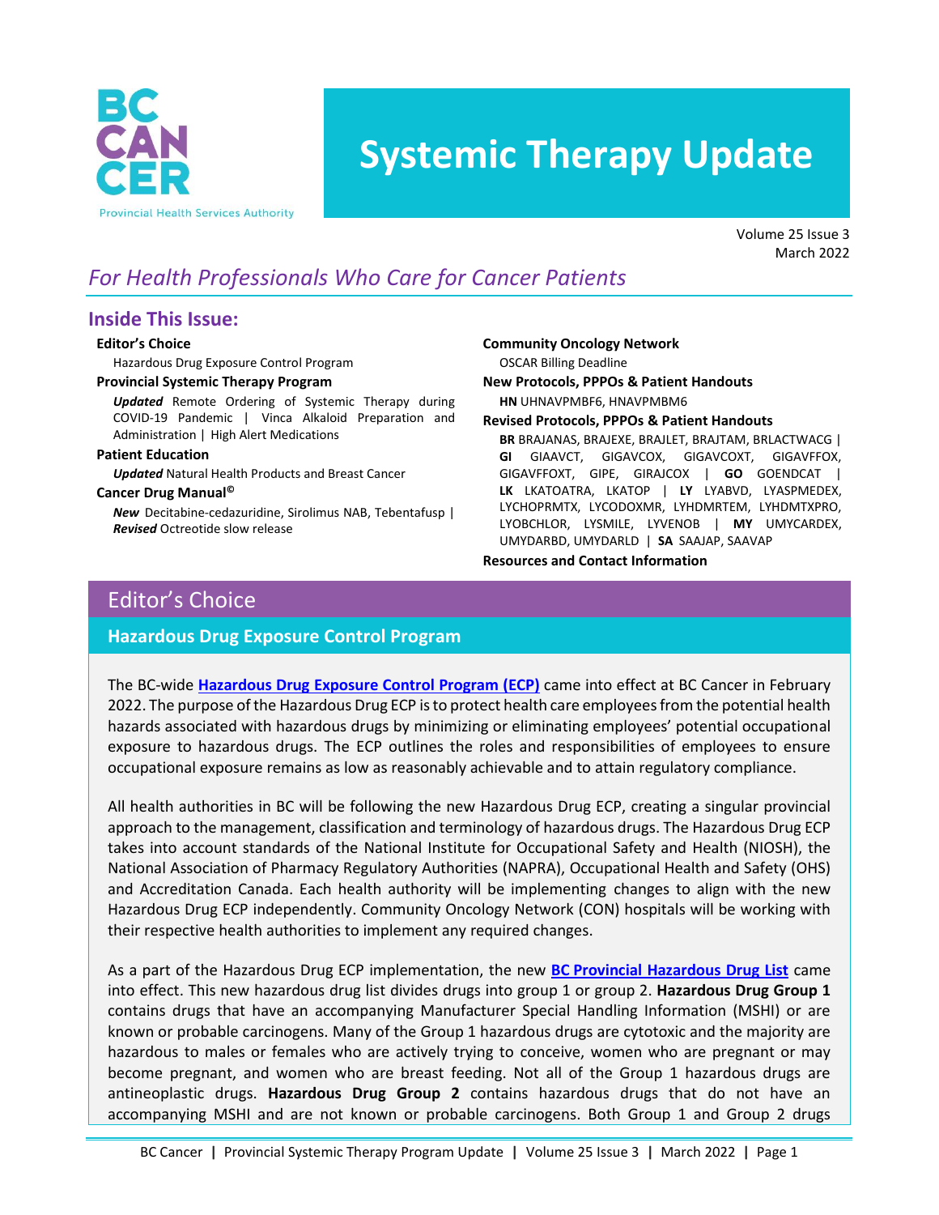BC CANCER
Provincial Health Services Authority

# Systemic Therapy Update

Volume 25 Issue 3
March 2022

*For Health Professionals Who Care for Cancer Patients*

## Inside This Issue:

**Editor's Choice**
Hazardous Drug Exposure Control Program

**Provincial Systemic Therapy Program**
***Updated*** Remote Ordering of Systemic Therapy during COVID-19 Pandemic | Vinca Alkaloid Preparation and Administration | High Alert Medications

**Patient Education**
***Updated*** Natural Health Products and Breast Cancer

**Cancer Drug Manual©**
***New*** Decitabine-cedazuridine, Sirolimus NAB, Tebentafusp | ***Revised*** Octreotide slow release

**Community Oncology Network**
OSCAR Billing Deadline

**New Protocols, PPPOs & Patient Handouts**
**HN** UHNAVPMBF6, HNAVPMBM6

**Revised Protocols, PPPOs & Patient Handouts**
**BR** BRAJANAS, BRAJEXE, BRAJLET, BRAJTAM, BRLACTWACG | **GI** GIAAVCT, GIGAVCOX, GIGAVCOXT, GIGAVFFOX, GIGAVFFOXT, GIPE, GIRAJCOX | **GO** GOENDCAT | **LK** LKATOATRA, LKATOP | **LY** LYABVD, LYASPMEDEX, LYCHOPRMTX, LYCODOXMR, LYHDMRTEM, LYHDMTXPRO, LYOBCHLOR, LYSMILE, LYVENOB | **MY** UMYCARDEX, UMYDARBD, UMYDARLD | **SA** SAAJAP, SAAVAP

**Resources and Contact Information**

## Editor's Choice

### Hazardous Drug Exposure Control Program

The BC-wide **Hazardous Drug Exposure Control Program (ECP)** came into effect at BC Cancer in February 2022. The purpose of the Hazardous Drug ECP is to protect health care employees from the potential health hazards associated with hazardous drugs by minimizing or eliminating employees' potential occupational exposure to hazardous drugs. The ECP outlines the roles and responsibilities of employees to ensure occupational exposure remains as low as reasonably achievable and to attain regulatory compliance.

All health authorities in BC will be following the new Hazardous Drug ECP, creating a singular provincial approach to the management, classification and terminology of hazardous drugs. The Hazardous Drug ECP takes into account standards of the National Institute for Occupational Safety and Health (NIOSH), the National Association of Pharmacy Regulatory Authorities (NAPRA), Occupational Health and Safety (OHS) and Accreditation Canada. Each health authority will be implementing changes to align with the new Hazardous Drug ECP independently. Community Oncology Network (CON) hospitals will be working with their respective health authorities to implement any required changes.

As a part of the Hazardous Drug ECP implementation, the new **BC Provincial Hazardous Drug List** came into effect. This new hazardous drug list divides drugs into group 1 or group 2. **Hazardous Drug Group 1** contains drugs that have an accompanying Manufacturer Special Handling Information (MSHI) or are known or probable carcinogens. Many of the Group 1 hazardous drugs are cytotoxic and the majority are hazardous to males or females who are actively trying to conceive, women who are pregnant or may become pregnant, and women who are breast feeding. Not all of the Group 1 hazardous drugs are antineoplastic drugs. **Hazardous Drug Group 2** contains hazardous drugs that do not have an accompanying MSHI and are not known or probable carcinogens. Both Group 1 and Group 2 drugs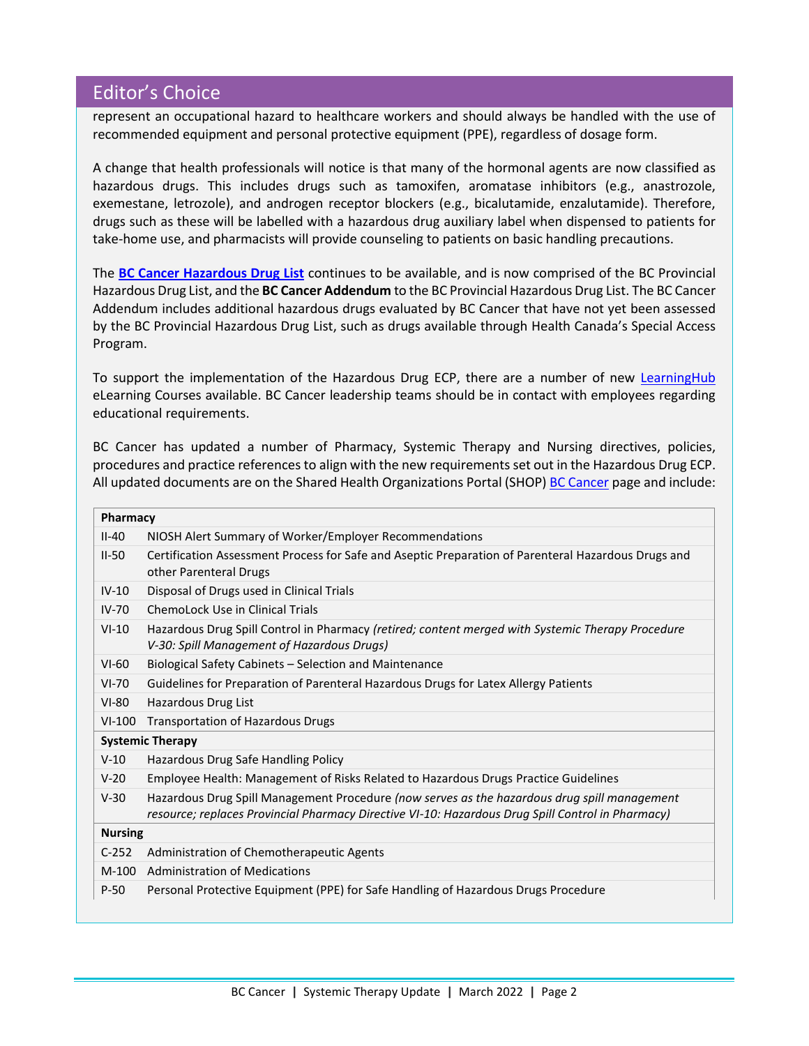## Editor's Choice

represent an occupational hazard to healthcare workers and should always be handled with the use of recommended equipment and personal protective equipment (PPE), regardless of dosage form.

A change that health professionals will notice is that many of the hormonal agents are now classified as hazardous drugs. This includes drugs such as tamoxifen, aromatase inhibitors (e.g., anastrozole, exemestane, letrozole), and androgen receptor blockers (e.g., bicalutamide, enzalutamide). Therefore, drugs such as these will be labelled with a hazardous drug auxiliary label when dispensed to patients for take-home use, and pharmacists will provide counseling to patients on basic handling precautions.

The **BC Cancer Hazardous Drug List** continues to be available, and is now comprised of the BC Provincial Hazardous Drug List, and the **BC Cancer Addendum** to the BC Provincial Hazardous Drug List. The BC Cancer Addendum includes additional hazardous drugs evaluated by BC Cancer that have not yet been assessed by the BC Provincial Hazardous Drug List, such as drugs available through Health Canada's Special Access Program.

To support the implementation of the Hazardous Drug ECP, there are a number of new LearningHub eLearning Courses available. BC Cancer leadership teams should be in contact with employees regarding educational requirements.

BC Cancer has updated a number of Pharmacy, Systemic Therapy and Nursing directives, policies, procedures and practice references to align with the new requirements set out in the Hazardous Drug ECP. All updated documents are on the Shared Health Organizations Portal (SHOP) BC Cancer page and include:

| **Pharmacy** | |
|---|---|
| II-40 | NIOSH Alert Summary of Worker/Employer Recommendations |
| II-50 | Certification Assessment Process for Safe and Aseptic Preparation of Parenteral Hazardous Drugs and other Parenteral Drugs |
| IV-10 | Disposal of Drugs used in Clinical Trials |
| IV-70 | ChemoLock Use in Clinical Trials |
| VI-10 | Hazardous Drug Spill Control in Pharmacy *(retired; content merged with Systemic Therapy Procedure V-30: Spill Management of Hazardous Drugs)* |
| VI-60 | Biological Safety Cabinets – Selection and Maintenance |
| VI-70 | Guidelines for Preparation of Parenteral Hazardous Drugs for Latex Allergy Patients |
| VI-80 | Hazardous Drug List |
| VI-100 | Transportation of Hazardous Drugs |
| **Systemic Therapy** | |
| V-10 | Hazardous Drug Safe Handling Policy |
| V-20 | Employee Health: Management of Risks Related to Hazardous Drugs Practice Guidelines |
| V-30 | Hazardous Drug Spill Management Procedure *(now serves as the hazardous drug spill management resource; replaces Provincial Pharmacy Directive VI-10: Hazardous Drug Spill Control in Pharmacy)* |
| **Nursing** | |
| C-252 | Administration of Chemotherapeutic Agents |
| M-100 | Administration of Medications |
| P-50 | Personal Protective Equipment (PPE) for Safe Handling of Hazardous Drugs Procedure |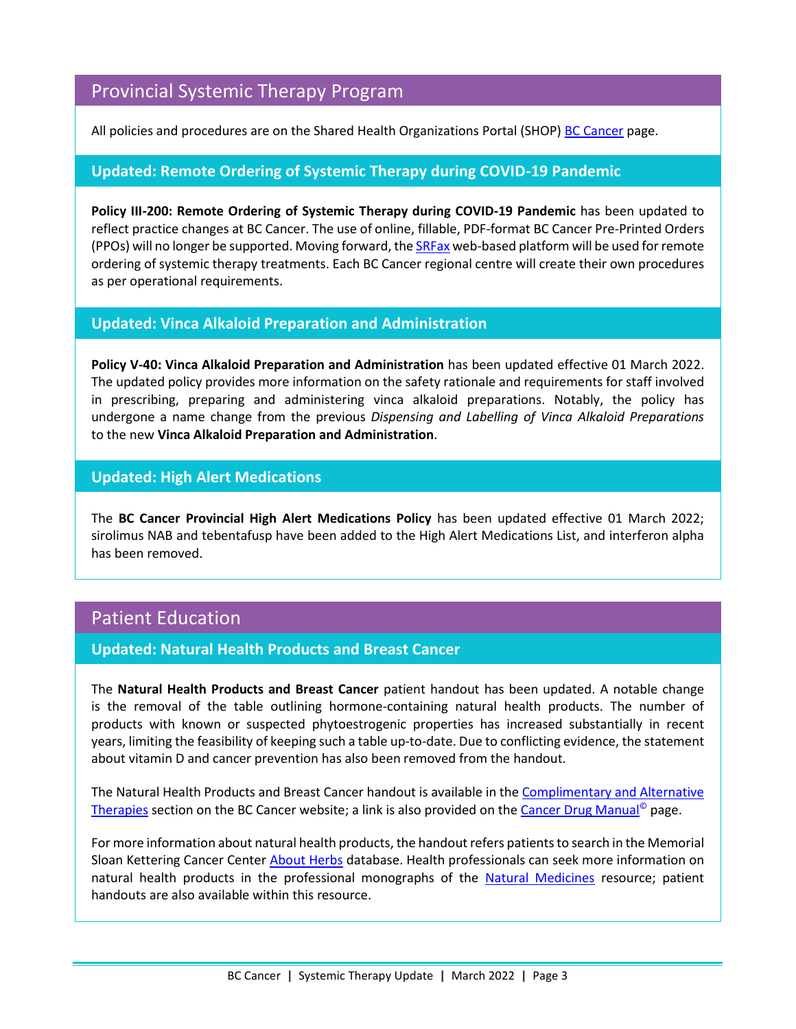# Provincial Systemic Therapy Program

All policies and procedures are on the Shared Health Organizations Portal (SHOP) BC Cancer page.

## Updated: Remote Ordering of Systemic Therapy during COVID-19 Pandemic

**Policy III-200: Remote Ordering of Systemic Therapy during COVID-19 Pandemic** has been updated to reflect practice changes at BC Cancer. The use of online, fillable, PDF-format BC Cancer Pre-Printed Orders (PPOs) will no longer be supported. Moving forward, the SRFax web-based platform will be used for remote ordering of systemic therapy treatments. Each BC Cancer regional centre will create their own procedures as per operational requirements.

## Updated: Vinca Alkaloid Preparation and Administration

**Policy V-40: Vinca Alkaloid Preparation and Administration** has been updated effective 01 March 2022. The updated policy provides more information on the safety rationale and requirements for staff involved in prescribing, preparing and administering vinca alkaloid preparations. Notably, the policy has undergone a name change from the previous *Dispensing and Labelling of Vinca Alkaloid Preparations* to the new **Vinca Alkaloid Preparation and Administration**.

## Updated: High Alert Medications

The **BC Cancer Provincial High Alert Medications Policy** has been updated effective 01 March 2022; sirolimus NAB and tebentafusp have been added to the High Alert Medications List, and interferon alpha has been removed.

# Patient Education

## Updated: Natural Health Products and Breast Cancer

The **Natural Health Products and Breast Cancer** patient handout has been updated. A notable change is the removal of the table outlining hormone-containing natural health products. The number of products with known or suspected phytoestrogenic properties has increased substantially in recent years, limiting the feasibility of keeping such a table up-to-date. Due to conflicting evidence, the statement about vitamin D and cancer prevention has also been removed from the handout.

The Natural Health Products and Breast Cancer handout is available in the Complimentary and Alternative Therapies section on the BC Cancer website; a link is also provided on the Cancer Drug Manual© page.

For more information about natural health products, the handout refers patients to search in the Memorial Sloan Kettering Cancer Center About Herbs database. Health professionals can seek more information on natural health products in the professional monographs of the Natural Medicines resource; patient handouts are also available within this resource.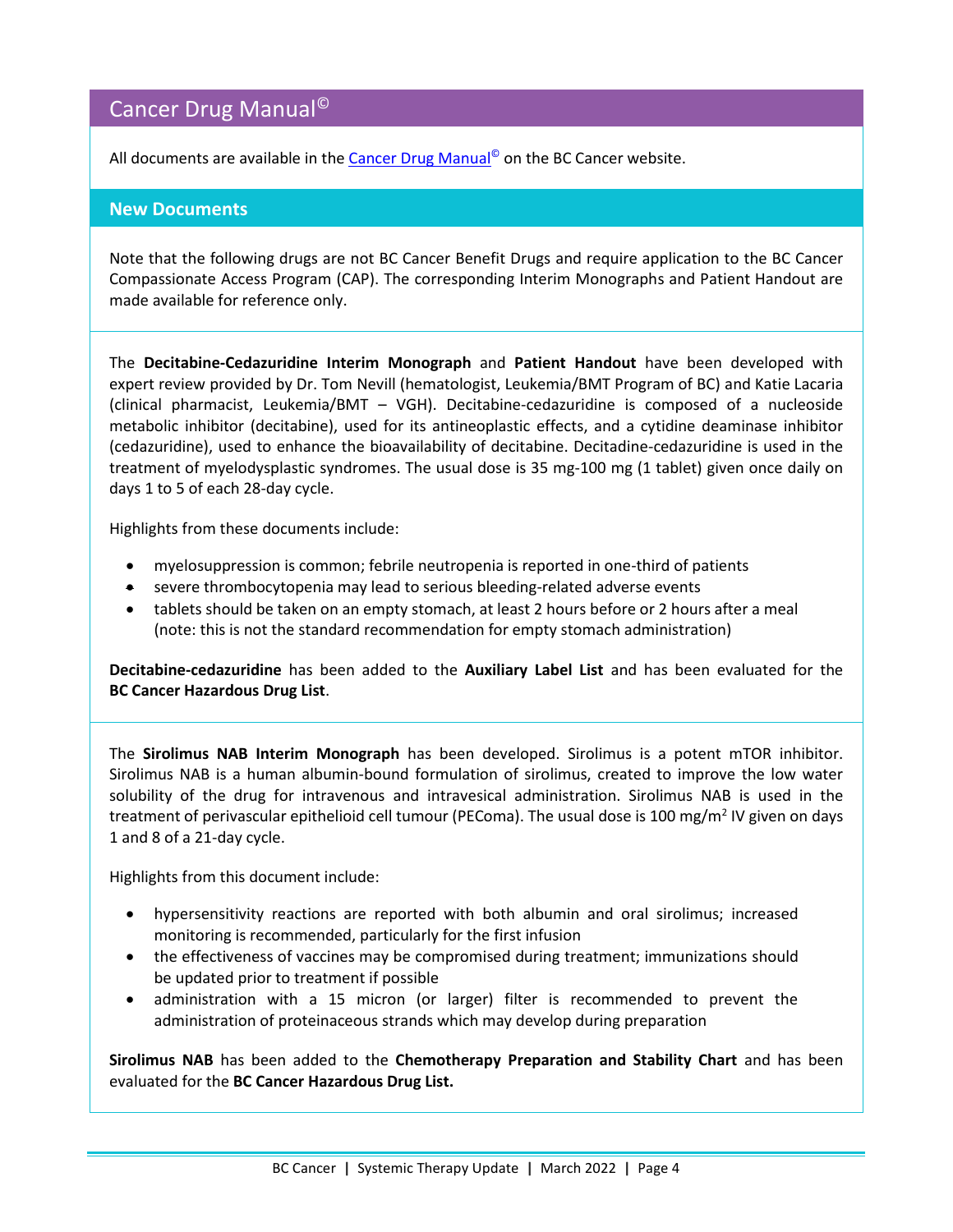## Cancer Drug Manual©

All documents are available in the Cancer Drug Manual© on the BC Cancer website.

### New Documents

Note that the following drugs are not BC Cancer Benefit Drugs and require application to the BC Cancer Compassionate Access Program (CAP). The corresponding Interim Monographs and Patient Handout are made available for reference only.

The **Decitabine-Cedazuridine Interim Monograph** and **Patient Handout** have been developed with expert review provided by Dr. Tom Nevill (hematologist, Leukemia/BMT Program of BC) and Katie Lacaria (clinical pharmacist, Leukemia/BMT – VGH). Decitabine-cedazuridine is composed of a nucleoside metabolic inhibitor (decitabine), used for its antineoplastic effects, and a cytidine deaminase inhibitor (cedazuridine), used to enhance the bioavailability of decitabine. Decitadine-cedazuridine is used in the treatment of myelodysplastic syndromes. The usual dose is 35 mg-100 mg (1 tablet) given once daily on days 1 to 5 of each 28-day cycle.

Highlights from these documents include:

- myelosuppression is common; febrile neutropenia is reported in one-third of patients
- severe thrombocytopenia may lead to serious bleeding-related adverse events
- tablets should be taken on an empty stomach, at least 2 hours before or 2 hours after a meal (note: this is not the standard recommendation for empty stomach administration)

**Decitabine-cedazuridine** has been added to the **Auxiliary Label List** and has been evaluated for the **BC Cancer Hazardous Drug List**.

The **Sirolimus NAB Interim Monograph** has been developed. Sirolimus is a potent mTOR inhibitor. Sirolimus NAB is a human albumin-bound formulation of sirolimus, created to improve the low water solubility of the drug for intravenous and intravesical administration. Sirolimus NAB is used in the treatment of perivascular epithelioid cell tumour (PEComa). The usual dose is 100 mg/m$^2$ IV given on days 1 and 8 of a 21-day cycle.

Highlights from this document include:

- hypersensitivity reactions are reported with both albumin and oral sirolimus; increased monitoring is recommended, particularly for the first infusion
- the effectiveness of vaccines may be compromised during treatment; immunizations should be updated prior to treatment if possible
- administration with a 15 micron (or larger) filter is recommended to prevent the administration of proteinaceous strands which may develop during preparation

**Sirolimus NAB** has been added to the **Chemotherapy Preparation and Stability Chart** and has been evaluated for the **BC Cancer Hazardous Drug List.**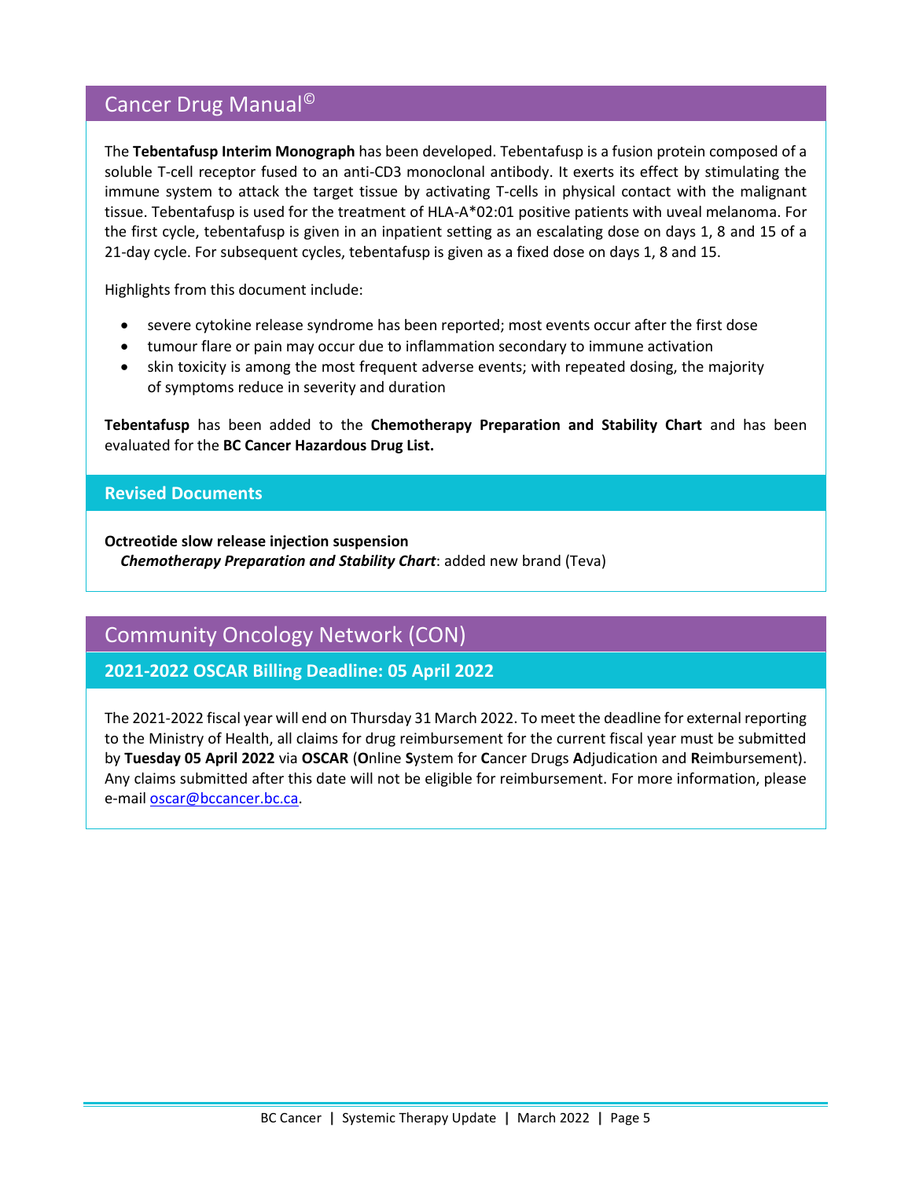## Cancer Drug Manual©

The **Tebentafusp Interim Monograph** has been developed. Tebentafusp is a fusion protein composed of a soluble T-cell receptor fused to an anti-CD3 monoclonal antibody. It exerts its effect by stimulating the immune system to attack the target tissue by activating T-cells in physical contact with the malignant tissue. Tebentafusp is used for the treatment of HLA-A*02:01 positive patients with uveal melanoma. For the first cycle, tebentafusp is given in an inpatient setting as an escalating dose on days 1, 8 and 15 of a 21-day cycle. For subsequent cycles, tebentafusp is given as a fixed dose on days 1, 8 and 15.

Highlights from this document include:

- severe cytokine release syndrome has been reported; most events occur after the first dose
- tumour flare or pain may occur due to inflammation secondary to immune activation
- skin toxicity is among the most frequent adverse events; with repeated dosing, the majority of symptoms reduce in severity and duration

**Tebentafusp** has been added to the **Chemotherapy Preparation and Stability Chart** and has been evaluated for the **BC Cancer Hazardous Drug List.**

### Revised Documents

**Octreotide slow release injection suspension**
***Chemotherapy Preparation and Stability Chart***: added new brand (Teva)

## Community Oncology Network (CON)

### 2021-2022 OSCAR Billing Deadline: 05 April 2022

The 2021-2022 fiscal year will end on Thursday 31 March 2022. To meet the deadline for external reporting to the Ministry of Health, all claims for drug reimbursement for the current fiscal year must be submitted by **Tuesday 05 April 2022** via **OSCAR** (**O**nline **S**ystem for **C**ancer Drugs **A**djudication and **R**eimbursement). Any claims submitted after this date will not be eligible for reimbursement. For more information, please e-mail oscar@bccancer.bc.ca.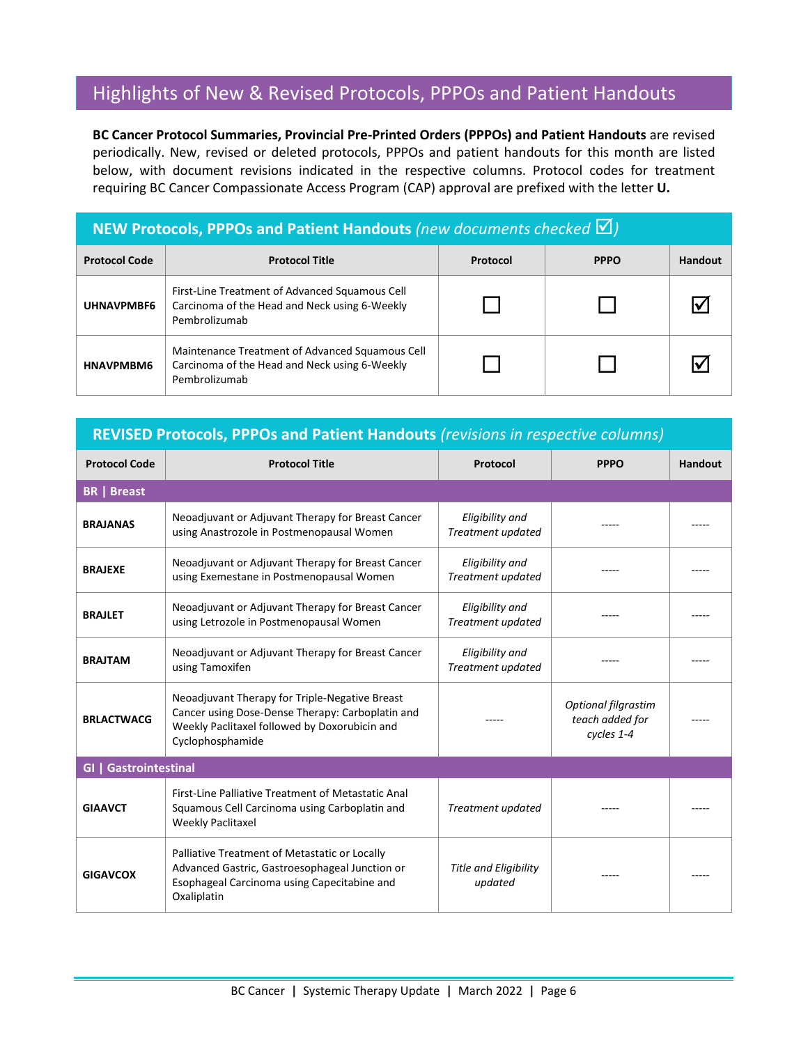## Highlights of New & Revised Protocols, PPPOs and Patient Handouts

**BC Cancer Protocol Summaries, Provincial Pre-Printed Orders (PPPOs) and Patient Handouts** are revised periodically. New, revised or deleted protocols, PPPOs and patient handouts for this month are listed below, with document revisions indicated in the respective columns. Protocol codes for treatment requiring BC Cancer Compassionate Access Program (CAP) approval are prefixed with the letter **U.**

### NEW Protocols, PPPOs and Patient Handouts *(new documents checked ☑)*

| Protocol Code | Protocol Title | Protocol | PPPO | Handout |
|---|---|---|---|---|
| **UHNAVPMBF6** | First-Line Treatment of Advanced Squamous Cell Carcinoma of the Head and Neck using 6-Weekly Pembrolizumab | ☐ | ☐ | ☑ |
| **HNAVPMBM6** | Maintenance Treatment of Advanced Squamous Cell Carcinoma of the Head and Neck using 6-Weekly Pembrolizumab | ☐ | ☐ | ☑ |

### REVISED Protocols, PPPOs and Patient Handouts *(revisions in respective columns)*

| Protocol Code | Protocol Title | Protocol | PPPO | Handout |
|---|---|---|---|---|
| **BR \| Breast** | | | | |
| **BRAJANAS** | Neoadjuvant or Adjuvant Therapy for Breast Cancer using Anastrozole in Postmenopausal Women | *Eligibility and Treatment updated* | ----- | ----- |
| **BRAJEXE** | Neoadjuvant or Adjuvant Therapy for Breast Cancer using Exemestane in Postmenopausal Women | *Eligibility and Treatment updated* | ----- | ----- |
| **BRAJLET** | Neoadjuvant or Adjuvant Therapy for Breast Cancer using Letrozole in Postmenopausal Women | *Eligibility and Treatment updated* | ----- | ----- |
| **BRAJTAM** | Neoadjuvant or Adjuvant Therapy for Breast Cancer using Tamoxifen | *Eligibility and Treatment updated* | ----- | ----- |
| **BRLACTWACG** | Neoadjuvant Therapy for Triple-Negative Breast Cancer using Dose-Dense Therapy: Carboplatin and Weekly Paclitaxel followed by Doxorubicin and Cyclophosphamide | ----- | *Optional filgrastim teach added for cycles 1-4* | ----- |
| **GI \| Gastrointestinal** | | | | |
| **GIAAVCT** | First-Line Palliative Treatment of Metastatic Anal Squamous Cell Carcinoma using Carboplatin and Weekly Paclitaxel | *Treatment updated* | ----- | ----- |
| **GIGAVCOX** | Palliative Treatment of Metastatic or Locally Advanced Gastric, Gastroesophageal Junction or Esophageal Carcinoma using Capecitabine and Oxaliplatin | *Title and Eligibility updated* | ----- | ----- |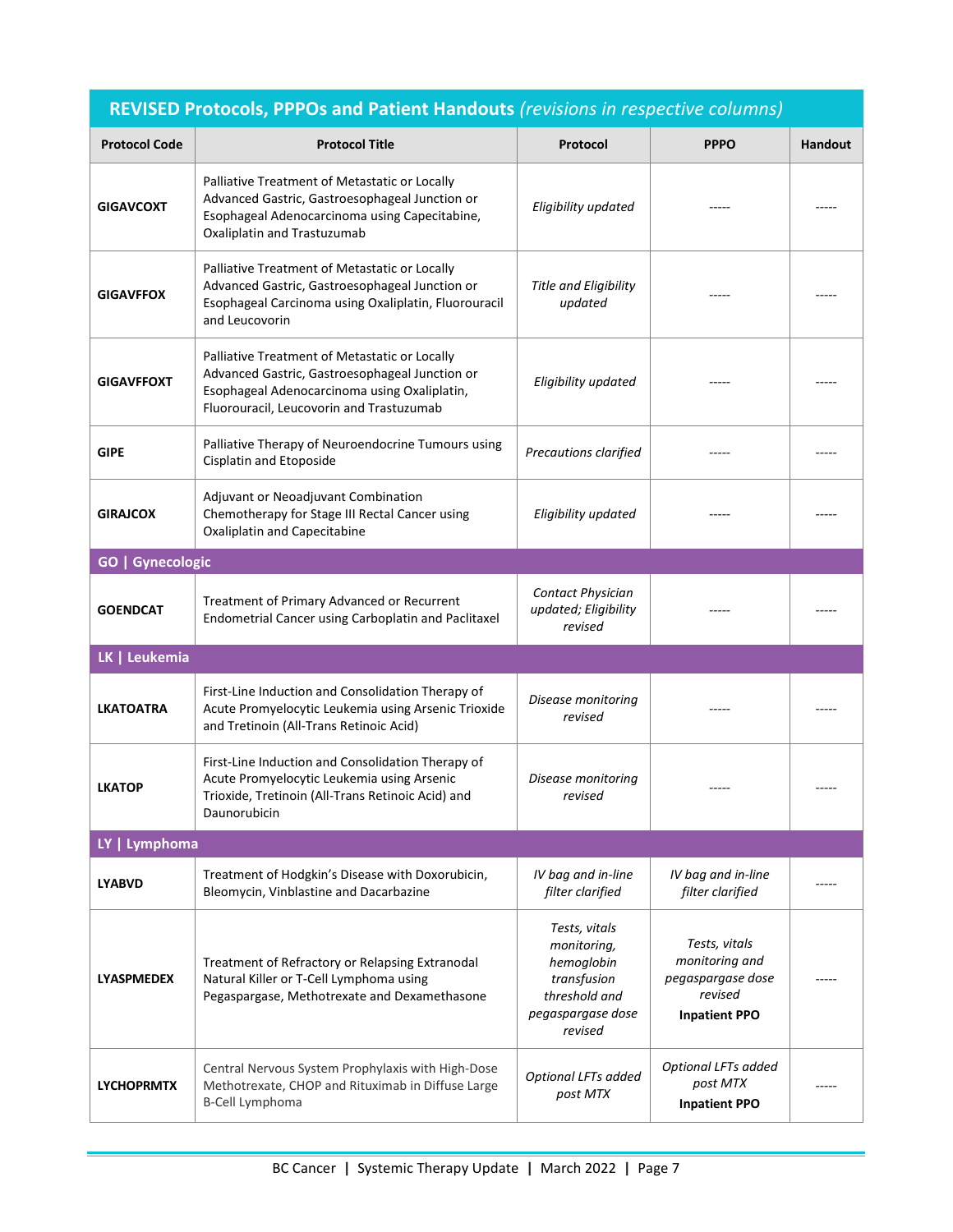## REVISED Protocols, PPPOs and Patient Handouts *(revisions in respective columns)*

| Protocol Code | Protocol Title | Protocol | PPPO | Handout |
|---|---|---|---|---|
| **GIGAVCOXT** | Palliative Treatment of Metastatic or Locally Advanced Gastric, Gastroesophageal Junction or Esophageal Adenocarcinoma using Capecitabine, Oxaliplatin and Trastuzumab | *Eligibility updated* | ----- | ----- |
| **GIGAVFFOX** | Palliative Treatment of Metastatic or Locally Advanced Gastric, Gastroesophageal Junction or Esophageal Carcinoma using Oxaliplatin, Fluorouracil and Leucovorin | *Title and Eligibility updated* | ----- | ----- |
| **GIGAVFFOXT** | Palliative Treatment of Metastatic or Locally Advanced Gastric, Gastroesophageal Junction or Esophageal Adenocarcinoma using Oxaliplatin, Fluorouracil, Leucovorin and Trastuzumab | *Eligibility updated* | ----- | ----- |
| **GIPE** | Palliative Therapy of Neuroendocrine Tumours using Cisplatin and Etoposide | *Precautions clarified* | ----- | ----- |
| **GIRAJCOX** | Adjuvant or Neoadjuvant Combination Chemotherapy for Stage III Rectal Cancer using Oxaliplatin and Capecitabine | *Eligibility updated* | ----- | ----- |
| **GO \| Gynecologic** | | | | |
| **GOENDCAT** | Treatment of Primary Advanced or Recurrent Endometrial Cancer using Carboplatin and Paclitaxel | *Contact Physician updated; Eligibility revised* | ----- | ----- |
| **LK \| Leukemia** | | | | |
| **LKATOATRA** | First-Line Induction and Consolidation Therapy of Acute Promyelocytic Leukemia using Arsenic Trioxide and Tretinoin (All-Trans Retinoic Acid) | *Disease monitoring revised* | ----- | ----- |
| **LKATOP** | First-Line Induction and Consolidation Therapy of Acute Promyelocytic Leukemia using Arsenic Trioxide, Tretinoin (All-Trans Retinoic Acid) and Daunorubicin | *Disease monitoring revised* | ----- | ----- |
| **LY \| Lymphoma** | | | | |
| **LYABVD** | Treatment of Hodgkin's Disease with Doxorubicin, Bleomycin, Vinblastine and Dacarbazine | *IV bag and in-line filter clarified* | *IV bag and in-line filter clarified* | ----- |
| **LYASPMEDEX** | Treatment of Refractory or Relapsing Extranodal Natural Killer or T-Cell Lymphoma using Pegaspargase, Methotrexate and Dexamethasone | *Tests, vitals monitoring, hemoglobin transfusion threshold and pegaspargase dose revised* | *Tests, vitals monitoring and pegaspargase dose revised* **Inpatient PPO** | ----- |
| **LYCHOPRMTX** | Central Nervous System Prophylaxis with High-Dose Methotrexate, CHOP and Rituximab in Diffuse Large B-Cell Lymphoma | *Optional LFTs added post MTX* | *Optional LFTs added post MTX* **Inpatient PPO** | ----- |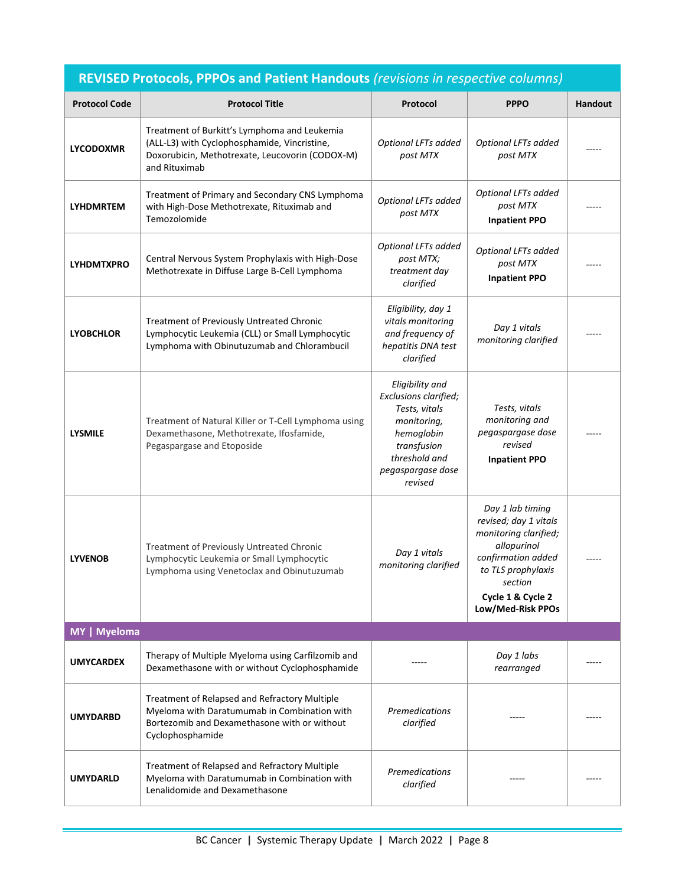| REVISED Protocols, PPPOs and Patient Handouts *(revisions in respective columns)* | | | | |
|---|---|---|---|---|
| **Protocol Code** | **Protocol Title** | **Protocol** | **PPPO** | **Handout** |
| **LYCODOXMR** | Treatment of Burkitt's Lymphoma and Leukemia (ALL-L3) with Cyclophosphamide, Vincristine, Doxorubicin, Methotrexate, Leucovorin (CODOX-M) and Rituximab | *Optional LFTs added post MTX* | *Optional LFTs added post MTX* | ----- |
| **LYHDMRTEM** | Treatment of Primary and Secondary CNS Lymphoma with High-Dose Methotrexate, Rituximab and Temozolomide | *Optional LFTs added post MTX* | *Optional LFTs added post MTX* **Inpatient PPO** | ----- |
| **LYHDMTXPRO** | Central Nervous System Prophylaxis with High-Dose Methotrexate in Diffuse Large B-Cell Lymphoma | *Optional LFTs added post MTX; treatment day clarified* | *Optional LFTs added post MTX* **Inpatient PPO** | ----- |
| **LYOBCHLOR** | Treatment of Previously Untreated Chronic Lymphocytic Leukemia (CLL) or Small Lymphocytic Lymphoma with Obinutuzumab and Chlorambucil | *Eligibility, day 1 vitals monitoring and frequency of hepatitis DNA test clarified* | *Day 1 vitals monitoring clarified* | ----- |
| **LYSMILE** | Treatment of Natural Killer or T-Cell Lymphoma using Dexamethasone, Methotrexate, Ifosfamide, Pegaspargase and Etoposide | *Eligibility and Exclusions clarified; Tests, vitals monitoring, hemoglobin transfusion threshold and pegaspargase dose revised* | *Tests, vitals monitoring and pegaspargase dose revised* **Inpatient PPO** | ----- |
| **LYVENOB** | Treatment of Previously Untreated Chronic Lymphocytic Leukemia or Small Lymphocytic Lymphoma using Venetoclax and Obinutuzumab | *Day 1 vitals monitoring clarified* | *Day 1 lab timing revised; day 1 vitals monitoring clarified; allopurinol confirmation added to TLS prophylaxis section* **Cycle 1 & Cycle 2 Low/Med-Risk PPOs** | ----- |
| **MY \| Myeloma** | | | | |
| **UMYCARDEX** | Therapy of Multiple Myeloma using Carfilzomib and Dexamethasone with or without Cyclophosphamide | ----- | *Day 1 labs rearranged* | ----- |
| **UMYDARBD** | Treatment of Relapsed and Refractory Multiple Myeloma with Daratumumab in Combination with Bortezomib and Dexamethasone with or without Cyclophosphamide | *Premedications clarified* | ----- | ----- |
| **UMYDARLD** | Treatment of Relapsed and Refractory Multiple Myeloma with Daratumumab in Combination with Lenalidomide and Dexamethasone | *Premedications clarified* | ----- | ----- |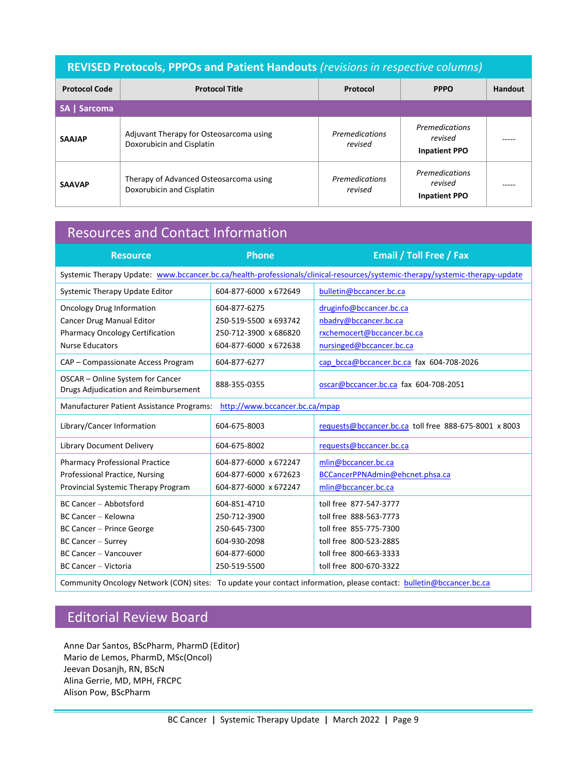## REVISED Protocols, PPPOs and Patient Handouts *(revisions in respective columns)*

| Protocol Code | Protocol Title | Protocol | PPPO | Handout |
|---|---|---|---|---|
| **SA \| Sarcoma** | | | | |
| **SAAJAP** | Adjuvant Therapy for Osteosarcoma using Doxorubicin and Cisplatin | *Premedications revised* | *Premedications revised* **Inpatient PPO** | ----- |
| **SAAVAP** | Therapy of Advanced Osteosarcoma using Doxorubicin and Cisplatin | *Premedications revised* | *Premedications revised* **Inpatient PPO** | ----- |

## Resources and Contact Information

| Resource | Phone | Email / Toll Free / Fax |
|---|---|---|
| Systemic Therapy Update: www.bccancer.bc.ca/health-professionals/clinical-resources/systemic-therapy/systemic-therapy-update | | |
| Systemic Therapy Update Editor | 604-877-6000 x 672649 | bulletin@bccancer.bc.ca |
| Oncology Drug Information<br>Cancer Drug Manual Editor<br>Pharmacy Oncology Certification<br>Nurse Educators | 604-877-6275<br>250-519-5500 x 693742<br>250-712-3900 x 686820<br>604-877-6000 x 672638 | druginfo@bccancer.bc.ca<br>nbadry@bccancer.bc.ca<br>rxchemocert@bccancer.bc.ca<br>nursinged@bccancer.bc.ca |
| CAP – Compassionate Access Program | 604-877-6277 | cap_bcca@bccancer.bc.ca fax 604-708-2026 |
| OSCAR – Online System for Cancer Drugs Adjudication and Reimbursement | 888-355-0355 | oscar@bccancer.bc.ca fax 604-708-2051 |
| Manufacturer Patient Assistance Programs: http://www.bccancer.bc.ca/mpap | | |
| Library/Cancer Information | 604-675-8003 | requests@bccancer.bc.ca toll free 888-675-8001 x 8003 |
| Library Document Delivery | 604-675-8002 | requests@bccancer.bc.ca |
| Pharmacy Professional Practice<br>Professional Practice, Nursing<br>Provincial Systemic Therapy Program | 604-877-6000 x 672247<br>604-877-6000 x 672623<br>604-877-6000 x 672247 | mlin@bccancer.bc.ca<br>BCCancerPPNAdmin@ehcnet.phsa.ca<br>mlin@bccancer.bc.ca |
| BC Cancer – Abbotsford<br>BC Cancer – Kelowna<br>BC Cancer – Prince George<br>BC Cancer – Surrey<br>BC Cancer – Vancouver<br>BC Cancer – Victoria | 604-851-4710<br>250-712-3900<br>250-645-7300<br>604-930-2098<br>604-877-6000<br>250-519-5500 | toll free 877-547-3777<br>toll free 888-563-7773<br>toll free 855-775-7300<br>toll free 800-523-2885<br>toll free 800-663-3333<br>toll free 800-670-3322 |
| Community Oncology Network (CON) sites: To update your contact information, please contact: bulletin@bccancer.bc.ca | | |

## Editorial Review Board

Anne Dar Santos, BScPharm, PharmD (Editor)
Mario de Lemos, PharmD, MSc(Oncol)
Jeevan Dosanjh, RN, BScN
Alina Gerrie, MD, MPH, FRCPC
Alison Pow, BScPharm